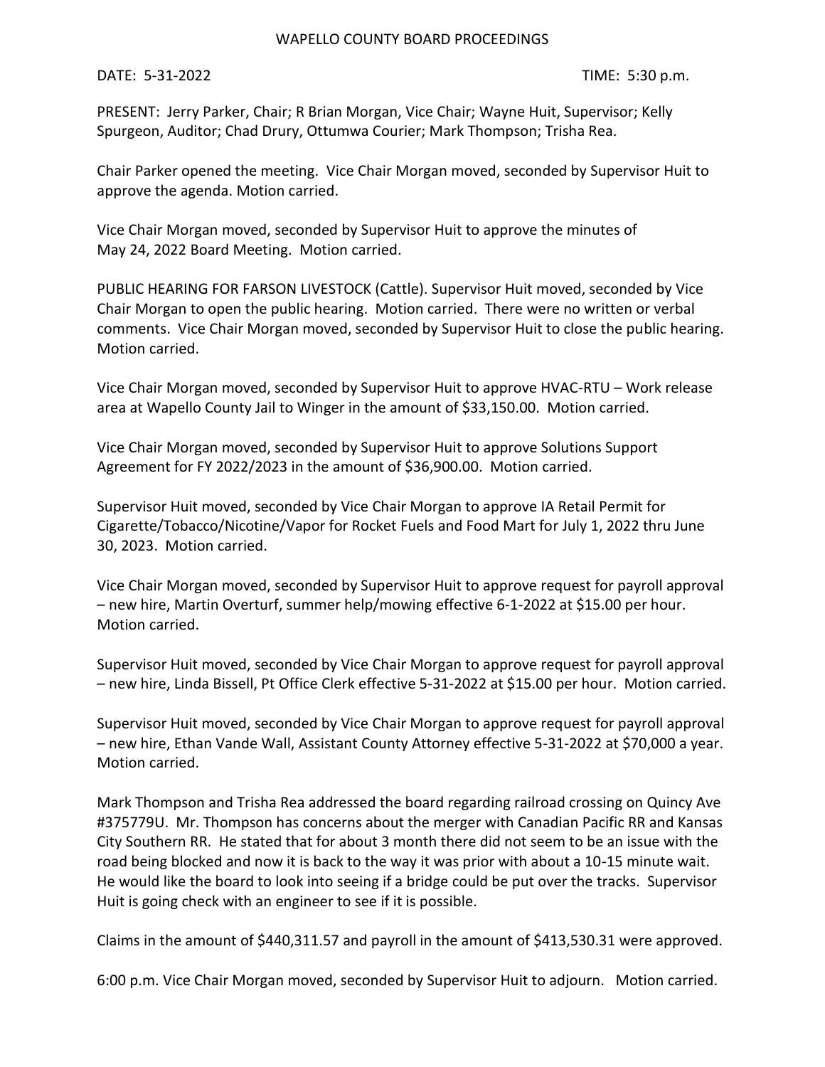# WAPELLO COUNTY BOARD PROCEEDINGS

DATE: 5-31-2022 TIME: 5:30 p.m.

PRESENT: Jerry Parker, Chair; R Brian Morgan, Vice Chair; Wayne Huit, Supervisor; Kelly Spurgeon, Auditor; Chad Drury, Ottumwa Courier; Mark Thompson; Trisha Rea.

Chair Parker opened the meeting. Vice Chair Morgan moved, seconded by Supervisor Huit to approve the agenda. Motion carried.

Vice Chair Morgan moved, seconded by Supervisor Huit to approve the minutes of May 24, 2022 Board Meeting. Motion carried.

PUBLIC HEARING FOR FARSON LIVESTOCK (Cattle). Supervisor Huit moved, seconded by Vice Chair Morgan to open the public hearing. Motion carried. There were no written or verbal comments. Vice Chair Morgan moved, seconded by Supervisor Huit to close the public hearing. Motion carried.

Vice Chair Morgan moved, seconded by Supervisor Huit to approve HVAC-RTU – Work release area at Wapello County Jail to Winger in the amount of $33,150.00. Motion carried.

Vice Chair Morgan moved, seconded by Supervisor Huit to approve Solutions Support Agreement for FY 2022/2023 in the amount of $36,900.00. Motion carried.

Supervisor Huit moved, seconded by Vice Chair Morgan to approve IA Retail Permit for Cigarette/Tobacco/Nicotine/Vapor for Rocket Fuels and Food Mart for July 1, 2022 thru June 30, 2023. Motion carried.

Vice Chair Morgan moved, seconded by Supervisor Huit to approve request for payroll approval – new hire, Martin Overturf, summer help/mowing effective 6-1-2022 at $15.00 per hour. Motion carried.

Supervisor Huit moved, seconded by Vice Chair Morgan to approve request for payroll approval – new hire, Linda Bissell, Pt Office Clerk effective 5-31-2022 at $15.00 per hour. Motion carried.

Supervisor Huit moved, seconded by Vice Chair Morgan to approve request for payroll approval – new hire, Ethan Vande Wall, Assistant County Attorney effective 5-31-2022 at $70,000 a year. Motion carried.

Mark Thompson and Trisha Rea addressed the board regarding railroad crossing on Quincy Ave #375779U. Mr. Thompson has concerns about the merger with Canadian Pacific RR and Kansas City Southern RR. He stated that for about 3 month there did not seem to be an issue with the road being blocked and now it is back to the way it was prior with about a 10-15 minute wait. He would like the board to look into seeing if a bridge could be put over the tracks. Supervisor Huit is going check with an engineer to see if it is possible.

Claims in the amount of $440,311.57 and payroll in the amount of $413,530.31 were approved.

6:00 p.m. Vice Chair Morgan moved, seconded by Supervisor Huit to adjourn. Motion carried.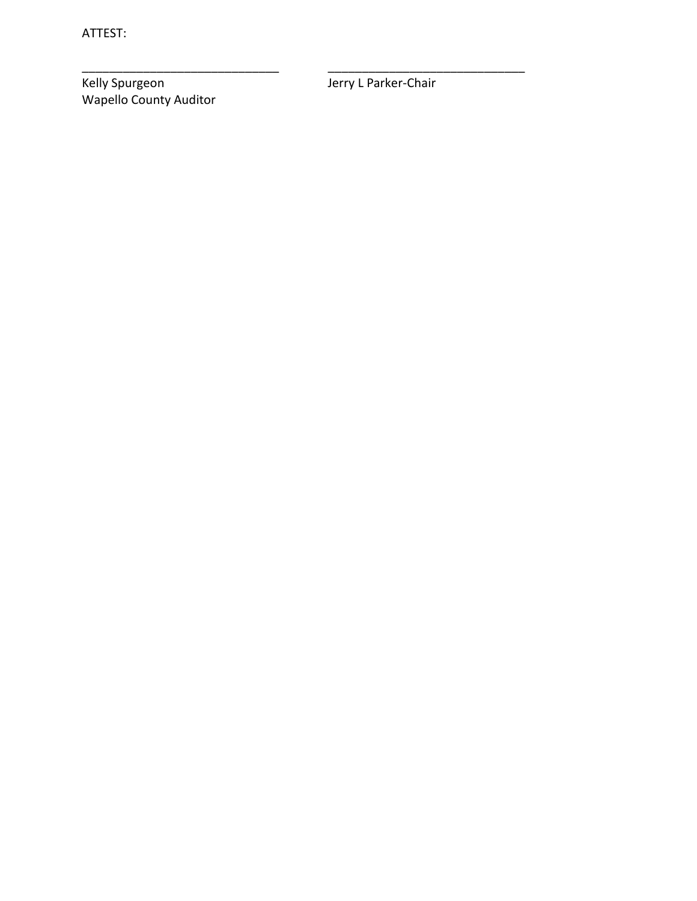ATTEST:

______________________________ ______________________________

Kelly Spurgeon Jerry L Parker-Chair

Wapello County Auditor